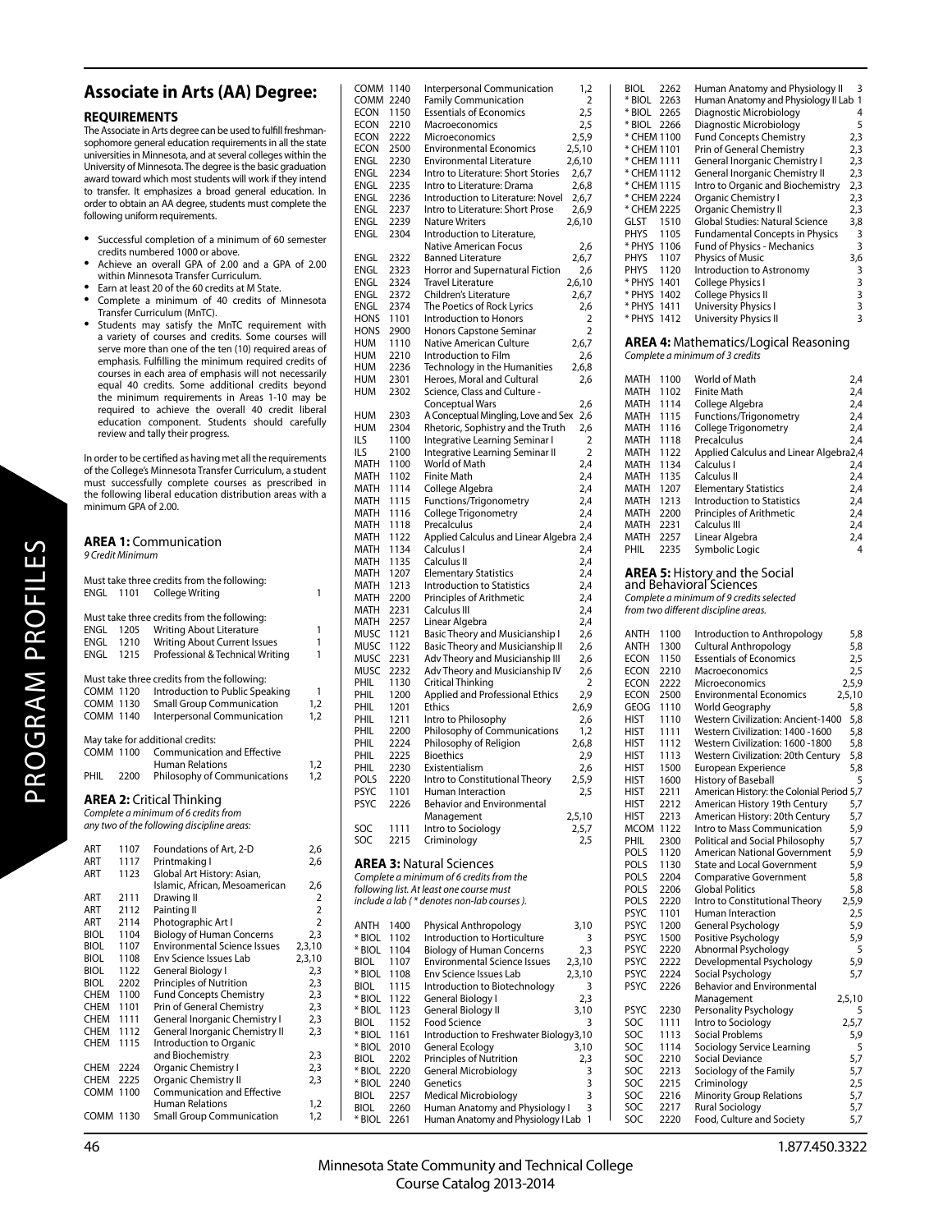## Associate in Arts (AA) Degree:

### REQUIREMENTS

The Associate in Arts degree can be used to fulfill freshman-sophomore general education requirements in all the state universities in Minnesota, and at several colleges within the University of Minnesota. The degree is the basic graduation award toward which most students will work if they intend to transfer. It emphasizes a broad general education. In order to obtain an AA degree, students must complete the following uniform requirements.

- Successful completion of a minimum of 60 semester credits numbered 1000 or above.
- Achieve an overall GPA of 2.00 and a GPA of 2.00 within Minnesota Transfer Curriculum.
- Earn at least 20 of the 60 credits at M State.
- Complete a minimum of 40 credits of Minnesota Transfer Curriculum (MnTC).
- Students may satisfy the MnTC requirement with a variety of courses and credits. Some courses will serve more than one of the ten (10) required areas of emphasis. Fulfilling the minimum required credits of courses in each area of emphasis will not necessarily equal 40 credits. Some additional credits beyond the minimum requirements in Areas 1-10 may be required to achieve the overall 40 credit liberal education component. Students should carefully review and tally their progress.

In order to be certified as having met all the requirements of the College's Minnesota Transfer Curriculum, a student must successfully complete courses as prescribed in the following liberal education distribution areas with a minimum GPA of 2.00.

### AREA 1: Communication

*9 Credit Minimum*

Must take three credits from the following:

| | | | |
|---|---|---|---|
| ENGL | 1101 | College Writing | 1 |

Must take three credits from the following:

| | | | |
|---|---|---|---|
| ENGL | 1205 | Writing About Literature | 1 |
| ENGL | 1210 | Writing About Current Issues | 1 |
| ENGL | 1215 | Professional & Technical Writing | 1 |

Must take three credits from the following:

| | | | |
|---|---|---|---|
| COMM | 1120 | Introduction to Public Speaking | 1 |
| COMM | 1130 | Small Group Communication | 1,2 |
| COMM | 1140 | Interpersonal Communication | 1,2 |

May take for additional credits:

| | | | |
|---|---|---|---|
| COMM | 1100 | Communication and Effective Human Relations | 1,2 |
| PHIL | 2200 | Philosophy of Communications | 1,2 |

### AREA 2: Critical Thinking

*Complete a minimum of 6 credits from any two of the following discipline areas:*

| | | | |
|---|---|---|---|
| ART | 1107 | Foundations of Art, 2-D | 2,6 |
| ART | 1117 | Printmaking I | 2,6 |
| ART | 1123 | Global Art History: Asian, Islamic, African, Mesoamerican | 2,6 |
| ART | 2111 | Drawing II | 2 |
| ART | 2112 | Painting II | 2 |
| ART | 2114 | Photographic Art I | 2 |
| BIOL | 1104 | Biology of Human Concerns | 2,3 |
| BIOL | 1107 | Environmental Science Issues | 2,3,10 |
| BIOL | 1108 | Env Science Issues Lab | 2,3,10 |
| BIOL | 1122 | General Biology I | 2,3 |
| BIOL | 2202 | Principles of Nutrition | 2,3 |
| CHEM | 1100 | Fund Concepts Chemistry | 2,3 |
| CHEM | 1101 | Prin of General Chemistry | 2,3 |
| CHEM | 1111 | General Inorganic Chemistry I | 2,3 |
| CHEM | 1112 | General Inorganic Chemistry II | 2,3 |
| CHEM | 1115 | Introduction to Organic and Biochemistry | 2,3 |
| CHEM | 2224 | Organic Chemistry I | 2,3 |
| CHEM | 2225 | Organic Chemistry II | 2,3 |
| COMM | 1100 | Communication and Effective Human Relations | 1,2 |
| COMM | 1130 | Small Group Communication | 1,2 |
| COMM | 1140 | Interpersonal Communication | 1,2 |
| COMM | 2240 | Family Communication | 2 |
| ECON | 1150 | Essentials of Economics | 2,5 |
| ECON | 2210 | Macroeconomics | 2,5 |
| ECON | 2222 | Microeconomics | 2,5,9 |
| ECON | 2500 | Environmental Economics | 2,5,10 |
| ENGL | 2230 | Environmental Literature | 2,6,10 |
| ENGL | 2234 | Intro to Literature: Short Stories | 2,6,7 |
| ENGL | 2235 | Intro to Literature: Drama | 2,6,8 |
| ENGL | 2236 | Introduction to Literature: Novel | 2,6,7 |
| ENGL | 2237 | Intro to Literature: Short Prose | 2,6,9 |
| ENGL | 2239 | Nature Writers | 2,6,10 |
| ENGL | 2304 | Introduction to Literature, Native American Focus | 2,6 |
| ENGL | 2322 | Banned Literature | 2,6,7 |
| ENGL | 2323 | Horror and Supernatural Fiction | 2,6 |
| ENGL | 2324 | Travel Literature | 2,6,10 |
| ENGL | 2372 | Children's Literature | 2,6,7 |
| ENGL | 2374 | The Poetics of Rock Lyrics | 2,6 |
| HONS | 1101 | Introduction to Honors | 2 |
| HONS | 2900 | Honors Capstone Seminar | 2 |
| HUM | 1110 | Native American Culture | 2,6,7 |
| HUM | 2210 | Introduction to Film | 2,6 |
| HUM | 2236 | Technology in the Humanities | 2,6,8 |
| HUM | 2301 | Heroes, Moral and Cultural | 2,6 |
| HUM | 2302 | Science, Class and Culture - Conceptual Wars | 2,6 |
| HUM | 2303 | A Conceptual Mingling, Love and Sex | 2,6 |
| HUM | 2304 | Rhetoric, Sophistry and the Truth | 2,6 |
| ILS | 1100 | Integrative Learning Seminar I | 2 |
| ILS | 2100 | Integrative Learning Seminar II | 2 |
| MATH | 1100 | World of Math | 2,4 |
| MATH | 1102 | Finite Math | 2,4 |
| MATH | 1114 | College Algebra | 2,4 |
| MATH | 1115 | Functions/Trigonometry | 2,4 |
| MATH | 1116 | College Trigonometry | 2,4 |
| MATH | 1118 | Precalculus | 2,4 |
| MATH | 1122 | Applied Calculus and Linear Algebra | 2,4 |
| MATH | 1134 | Calculus I | 2,4 |
| MATH | 1135 | Calculus II | 2,4 |
| MATH | 1207 | Elementary Statistics | 2,4 |
| MATH | 1213 | Introduction to Statistics | 2,4 |
| MATH | 2200 | Principles of Arithmetic | 2,4 |
| MATH | 2231 | Calculus III | 2,4 |
| MATH | 2257 | Linear Algebra | 2,4 |
| MUSC | 1121 | Basic Theory and Musicianship I | 2,6 |
| MUSC | 1122 | Basic Theory and Musicianship II | 2,6 |
| MUSC | 2231 | Adv Theory and Musicianship III | 2,6 |
| MUSC | 2232 | Adv Theory and Musicianship IV | 2,6 |
| PHIL | 1130 | Critical Thinking | 2 |
| PHIL | 1200 | Applied and Professional Ethics | 2,9 |
| PHIL | 1201 | Ethics | 2,6,9 |
| PHIL | 1211 | Intro to Philosophy | 2,6 |
| PHIL | 2200 | Philosophy of Communications | 1,2 |
| PHIL | 2224 | Philosophy of Religion | 2,6,8 |
| PHIL | 2225 | Bioethics | 2,9 |
| PHIL | 2230 | Existentialism | 2,6 |
| POLS | 2220 | Intro to Constitutional Theory | 2,5,9 |
| PSYC | 1101 | Human Interaction | 2,5 |
| PSYC | 2226 | Behavior and Environmental Management | 2,5,10 |
| SOC | 1111 | Intro to Sociology | 2,5,7 |
| SOC | 2215 | Criminology | 2,5 |

### AREA 3: Natural Sciences

*Complete a minimum of 6 credits from the following list. At least one course must include a lab ( * denotes non-lab courses ).*

| | | | |
|---|---|---|---|
| ANTH | 1400 | Physical Anthropology | 3,10 |
| * BIOL | 1102 | Introduction to Horticulture | 3 |
| * BIOL | 1104 | Biology of Human Concerns | 2,3 |
| BIOL | 1107 | Environmental Science Issues | 2,3,10 |
| * BIOL | 1108 | Env Science Issues Lab | 2,3,10 |
| BIOL | 1115 | Introduction to Biotechnology | 3 |
| * BIOL | 1122 | General Biology I | 2,3 |
| * BIOL | 1123 | General Biology II | 3,10 |
| BIOL | 1152 | Food Science | 3 |
| * BIOL | 1161 | Introduction to Freshwater Biology | 3,10 |
| * BIOL | 2010 | General Ecology | 3,10 |
| BIOL | 2202 | Principles of Nutrition | 2,3 |
| * BIOL | 2220 | General Microbiology | 3 |
| * BIOL | 2240 | Genetics | 3 |
| BIOL | 2257 | Medical Microbiology | 3 |
| BIOL | 2260 | Human Anatomy and Physiology I | 3 |
| * BIOL | 2261 | Human Anatomy and Physiology I Lab | 1 |
| BIOL | 2262 | Human Anatomy and Physiology II | 3 |
| * BIOL | 2263 | Human Anatomy and Physiology II Lab | 1 |
| * BIOL | 2265 | Diagnostic Microbiology | 4 |
| * BIOL | 2266 | Diagnostic Microbiology | 5 |
| * CHEM | 1100 | Fund Concepts Chemistry | 2,3 |
| * CHEM | 1101 | Prin of General Chemistry | 2,3 |
| * CHEM | 1111 | General Inorganic Chemistry I | 2,3 |
| * CHEM | 1112 | General Inorganic Chemistry II | 2,3 |
| * CHEM | 1115 | Intro to Organic and Biochemistry | 2,3 |
| * CHEM | 2224 | Organic Chemistry I | 2,3 |
| * CHEM | 2225 | Organic Chemistry II | 2,3 |
| GLST | 1510 | Global Studies: Natural Science | 3,8 |
| PHYS | 1105 | Fundamental Concepts in Physics | 3 |
| * PHYS | 1106 | Fund of Physics - Mechanics | 3 |
| PHYS | 1107 | Physics of Music | 3,6 |
| PHYS | 1120 | Introduction to Astronomy | 3 |
| * PHYS | 1401 | College Physics I | 3 |
| * PHYS | 1402 | College Physics II | 3 |
| * PHYS | 1411 | University Physics I | 3 |
| * PHYS | 1412 | University Physics II | 3 |

### AREA 4: Mathematics/Logical Reasoning

*Complete a minimum of 3 credits*

| | | | |
|---|---|---|---|
| MATH | 1100 | World of Math | 2,4 |
| MATH | 1102 | Finite Math | 2,4 |
| MATH | 1114 | College Algebra | 2,4 |
| MATH | 1115 | Functions/Trigonometry | 2,4 |
| MATH | 1116 | College Trigonometry | 2,4 |
| MATH | 1118 | Precalculus | 2,4 |
| MATH | 1122 | Applied Calculus and Linear Algebra | 2,4 |
| MATH | 1134 | Calculus I | 2,4 |
| MATH | 1135 | Calculus II | 2,4 |
| MATH | 1207 | Elementary Statistics | 2,4 |
| MATH | 1213 | Introduction to Statistics | 2,4 |
| MATH | 2200 | Principles of Arithmetic | 2,4 |
| MATH | 2231 | Calculus III | 2,4 |
| MATH | 2257 | Linear Algebra | 2,4 |
| PHIL | 2235 | Symbolic Logic | 4 |

### AREA 5: History and the Social and Behavioral Sciences

*Complete a minimum of 9 credits selected from two different discipline areas.*

| | | | |
|---|---|---|---|
| ANTH | 1100 | Introduction to Anthropology | 5,8 |
| ANTH | 1300 | Cultural Anthropology | 5,8 |
| ECON | 1150 | Essentials of Economics | 2,5 |
| ECON | 2210 | Macroeconomics | 2,5 |
| ECON | 2222 | Microeconomics | 2,5,9 |
| ECON | 2500 | Environmental Economics | 2,5,10 |
| GEOG | 1110 | World Geography | 5,8 |
| HIST | 1110 | Western Civilization: Ancient-1400 | 5,8 |
| HIST | 1111 | Western Civilization: 1400 -1600 | 5,8 |
| HIST | 1112 | Western Civilization: 1600 -1800 | 5,8 |
| HIST | 1113 | Western Civilization: 20th Century | 5,8 |
| HIST | 1500 | European Experience | 5,8 |
| HIST | 1600 | History of Baseball | 5 |
| HIST | 2211 | American History: the Colonial Period | 5,7 |
| HIST | 2212 | American History 19th Century | 5,7 |
| HIST | 2213 | American History: 20th Century | 5,7 |
| MCOM | 1122 | Intro to Mass Communication | 5,9 |
| PHIL | 2300 | Political and Social Philosophy | 5,7 |
| POLS | 1120 | American National Government | 5,9 |
| POLS | 1130 | State and Local Government | 5,9 |
| POLS | 2204 | Comparative Government | 5,8 |
| POLS | 2206 | Global Politics | 5,8 |
| POLS | 2220 | Intro to Constitutional Theory | 2,5,9 |
| PSYC | 1101 | Human Interaction | 2,5 |
| PSYC | 1200 | General Psychology | 5,9 |
| PSYC | 1500 | Positive Psychology | 5,9 |
| PSYC | 2220 | Abnormal Psychology | 5 |
| PSYC | 2222 | Developmental Psychology | 5,9 |
| PSYC | 2224 | Social Psychology | 5,7 |
| PSYC | 2226 | Behavior and Environmental Management | 2,5,10 |
| PSYC | 2230 | Personality Psychology | 5 |
| SOC | 1111 | Intro to Sociology | 2,5,7 |
| SOC | 1113 | Social Problems | 5,9 |
| SOC | 1114 | Sociology Service Learning | 5 |
| SOC | 2210 | Social Deviance | 5,7 |
| SOC | 2213 | Sociology of the Family | 5,7 |
| SOC | 2215 | Criminology | 2,5 |
| SOC | 2216 | Minority Group Relations | 5,7 |
| SOC | 2217 | Rural Sociology | 5,7 |
| SOC | 2220 | Food, Culture and Society | 5,7 |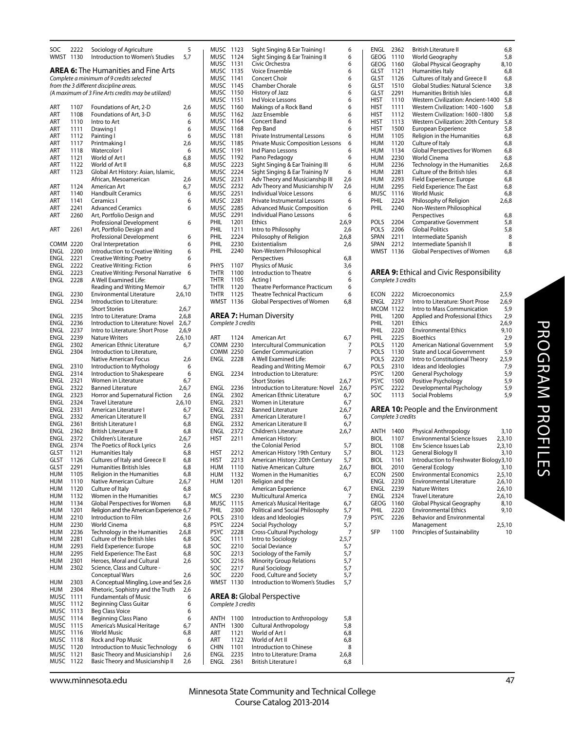| | | | |
|---|---|---|---|
| SOC | 2222 | Sociology of Agriculture | 5 |
| WMST | 1130 | Introduction to Women's Studies | 5,7 |

## AREA 6: The Humanities and Fine Arts

*Complete a minimum of 9 credits selected from the 3 different discipline areas. (A maximum of 3 Fine Arts credits may be utilized)*

| | | | |
|---|---|---|---|
| ART | 1107 | Foundations of Art, 2-D | 2,6 |
| ART | 1108 | Foundations of Art, 3-D | 6 |
| ART | 1110 | Intro to Art | 6 |
| ART | 1111 | Drawing I | 6 |
| ART | 1112 | Painting I | 6 |
| ART | 1117 | Printmaking I | 2,6 |
| ART | 1118 | Watercolor I | 6 |
| ART | 1121 | World of Art I | 6,8 |
| ART | 1122 | World of Art II | 6,8 |
| ART | 1123 | Global Art History: Asian, Islamic, African, Mesoamerican | 2,6 |
| ART | 1124 | American Art | 6,7 |
| ART | 1140 | Handbuilt Ceramics | 6 |
| ART | 1141 | Ceramics I | 6 |
| ART | 2241 | Advanced Ceramics | 6 |
| ART | 2260 | Art, Portfolio Design and Professional Development | 6 |
| ART | 2261 | Art, Portfolio Design and Professional Development | 6 |
| COMM | 2220 | Oral Interpretation | 6 |
| ENGL | 2200 | Introduction to Creative Writing | 6 |
| ENGL | 2221 | Creative Writing: Poetry | 6 |
| ENGL | 2222 | Creative Writing: Fiction | 6 |
| ENGL | 2223 | Creative Writing: Personal Narrative | 6 |
| ENGL | 2228 | A Well Examined Life: Reading and Writing Memoir | 6,7 |
| ENGL | 2230 | Environmental Literature | 2,6,10 |
| ENGL | 2234 | Introduction to Literature: Short Stories | 2,6,7 |
| ENGL | 2235 | Intro to Literature: Drama | 2,6,8 |
| ENGL | 2236 | Introduction to Literature: Novel | 2,6,7 |
| ENGL | 2237 | Intro to Literature: Short Prose | 2,6,9 |
| ENGL | 2239 | Nature Writers | 2,6,10 |
| ENGL | 2302 | American Ethnic Literature | 6,7 |
| ENGL | 2304 | Introduction to Literature, Native American Focus | 2,6 |
| ENGL | 2310 | Introduction to Mythology | 6 |
| ENGL | 2314 | Introduction to Shakespeare | 6 |
| ENGL | 2321 | Women in Literature | 6,7 |
| ENGL | 2322 | Banned Literature | 2,6,7 |
| ENGL | 2323 | Horror and Supernatural Fiction | 2,6 |
| ENGL | 2324 | Travel Literature | 2,6,10 |
| ENGL | 2331 | American Literature I | 6,7 |
| ENGL | 2332 | American Literature II | 6,7 |
| ENGL | 2361 | British Literature I | 6,8 |
| ENGL | 2362 | British Literature II | 6,8 |
| ENGL | 2372 | Children's Literature | 2,6,7 |
| ENGL | 2374 | The Poetics of Rock Lyrics | 2,6 |
| GLST | 1121 | Humanities Italy | 6,8 |
| GLST | 1126 | Cultures of Italy and Greece II | 6,8 |
| GLST | 2291 | Humanities British Isles | 6,8 |
| HUM | 1105 | Religion in the Humanities | 6,8 |
| HUM | 1110 | Native American Culture | 2,6,7 |
| HUM | 1120 | Culture of Italy | 6,8 |
| HUM | 1132 | Women in the Humanities | 6,7 |
| HUM | 1134 | Global Perspectives for Women | 6,8 |
| HUM | 1201 | Religion and the American Experience | 6,7 |
| HUM | 2210 | Introduction to Film | 2,6 |
| HUM | 2230 | World Cinema | 6,8 |
| HUM | 2236 | Technology in the Humanities | 2,6,8 |
| HUM | 2281 | Culture of the British Isles | 6,8 |
| HUM | 2293 | Field Experience: Europe | 6,8 |
| HUM | 2295 | Field Experience: The East | 6,8 |
| HUM | 2301 | Heroes, Moral and Cultural | 2,6 |
| HUM | 2302 | Science, Class and Culture - Conceptual Wars | 2,6 |
| HUM | 2303 | A Conceptual Mingling, Love and Sex | 2,6 |
| HUM | 2304 | Rhetoric, Sophistry and the Truth | 2,6 |
| MUSC | 1111 | Fundamentals of Music | 6 |
| MUSC | 1112 | Beginning Class Guitar | 6 |
| MUSC | 1113 | Beg Class Voice | 6 |
| MUSC | 1114 | Beginning Class Piano | 6 |
| MUSC | 1115 | America's Musical Heritage | 6,7 |
| MUSC | 1116 | World Music | 6,8 |
| MUSC | 1118 | Rock and Pop Music | 6 |
| MUSC | 1120 | Introduction to Music Technology | 6 |
| MUSC | 1121 | Basic Theory and Musicianship I | 2,6 |
| MUSC | 1122 | Basic Theory and Musicianship II | 2,6 |
| MUSC | 1123 | Sight Singing & Ear Training I | 6 |
| MUSC | 1124 | Sight Singing & Ear Training II | 6 |
| MUSC | 1131 | Civic Orchestra | 6 |
| MUSC | 1135 | Voice Ensemble | 6 |
| MUSC | 1141 | Concert Choir | 6 |
| MUSC | 1145 | Chamber Chorale | 6 |
| MUSC | 1150 | History of Jazz | 6 |
| MUSC | 1151 | Ind Voice Lessons | 6 |
| MUSC | 1160 | Makings of a Rock Band | 6 |
| MUSC | 1162 | Jazz Ensemble | 6 |
| MUSC | 1164 | Concert Band | 6 |
| MUSC | 1168 | Pep Band | 6 |
| MUSC | 1181 | Private Instrumental Lessons | 6 |
| MUSC | 1185 | Private Music Composition Lessons | 6 |
| MUSC | 1191 | Ind Piano Lessons | 6 |
| MUSC | 1192 | Piano Pedagogy | 6 |
| MUSC | 2223 | Sight Singing & Ear Training III | 6 |
| MUSC | 2224 | Sight Singing & Ear Training IV | 6 |
| MUSC | 2231 | Adv Theory and Musicianship III | 2,6 |
| MUSC | 2232 | Adv Theory and Musicianship IV | 2,6 |
| MUSC | 2251 | Individual Voice Lessons | 6 |
| MUSC | 2281 | Private Instrumental Lessons | 6 |
| MUSC | 2285 | Advanced Music Composition | 6 |
| MUSC | 2291 | Individual Piano Lessons | 6 |
| PHIL | 1201 | Ethics | 2,6,9 |
| PHIL | 1211 | Intro to Philosophy | 2,6 |
| PHIL | 2224 | Philosophy of Religion | 2,6,8 |
| PHIL | 2230 | Existentialism | 2,6 |
| PHIL | 2240 | Non-Western Philosophical Perspectives | 6,8 |
| PHYS | 1107 | Physics of Music | 3,6 |
| THTR | 1100 | Introduction to Theatre | 6 |
| THTR | 1105 | Acting I | 6 |
| THTR | 1120 | Theatre Performance Practicum | 6 |
| THTR | 1125 | Theatre Technical Practicum | 6 |
| WMST | 1136 | Global Perspectives of Women | 6,8 |

## AREA 7: Human Diversity

*Complete 3 credits*

| | | | |
|---|---|---|---|
| ART | 1124 | American Art | 6,7 |
| COMM | 2230 | Intercultural Communication | 7 |
| COMM | 2250 | Gender Communication | 7 |
| ENGL | 2228 | A Well Examined Life: Reading and Writing Memoir | 6,7 |
| ENGL | 2234 | Introduction to Literature: Short Stories | 2,6,7 |
| ENGL | 2236 | Introduction to Literature: Novel | 2,6,7 |
| ENGL | 2302 | American Ethnic Literature | 6,7 |
| ENGL | 2321 | Women in Literature | 6,7 |
| ENGL | 2322 | Banned Literature | 2,6,7 |
| ENGL | 2331 | American Literature I | 6,7 |
| ENGL | 2332 | American Literature II | 6,7 |
| ENGL | 2372 | Children's Literature | 2,6,7 |
| HIST | 2211 | American History: the Colonial Period | 5,7 |
| HIST | 2212 | American History 19th Century | 5,7 |
| HIST | 2213 | American History: 20th Century | 5,7 |
| HUM | 1110 | Native American Culture | 2,6,7 |
| HUM | 1132 | Women in the Humanities | 6,7 |
| HUM | 1201 | Religion and the American Experience | 6,7 |
| MCS | 2230 | Multicultural America | 7 |
| MUSC | 1115 | America's Musical Heritage | 6,7 |
| PHIL | 2300 | Political and Social Philosophy | 5,7 |
| POLS | 2310 | Ideas and Ideologies | 7,9 |
| PSYC | 2224 | Social Psychology | 5,7 |
| PSYC | 2228 | Cross-Cultural Psychology | 7 |
| SOC | 1111 | Intro to Sociology | 2,5,7 |
| SOC | 2210 | Social Deviance | 5,7 |
| SOC | 2213 | Sociology of the Family | 5,7 |
| SOC | 2216 | Minority Group Relations | 5,7 |
| SOC | 2217 | Rural Sociology | 5,7 |
| SOC | 2220 | Food, Culture and Society | 5,7 |
| WMST | 1130 | Introduction to Women's Studies | 5,7 |

## AREA 8: Global Perspective

*Complete 3 credits*

| | | | |
|---|---|---|---|
| ANTH | 1100 | Introduction to Anthropology | 5,8 |
| ANTH | 1300 | Cultural Anthropology | 5,8 |
| ART | 1121 | World of Art I | 6,8 |
| ART | 1122 | World of Art II | 6,8 |
| CHIN | 1101 | Introduction to Chinese | 8 |
| ENGL | 2235 | Intro to Literature: Drama | 2,6,8 |
| ENGL | 2361 | British Literature I | 6,8 |
| ENGL | 2362 | British Literature II | 6,8 |
| GEOG | 1110 | World Geography | 5,8 |
| GEOG | 1160 | Global Physical Geography | 8,10 |
| GLST | 1121 | Humanities Italy | 6,8 |
| GLST | 1126 | Cultures of Italy and Greece II | 6,8 |
| GLST | 1510 | Global Studies: Natural Science | 3,8 |
| GLST | 2291 | Humanities British Isles | 6,8 |
| HIST | 1110 | Western Civilization: Ancient-1400 | 5,8 |
| HIST | 1111 | Western Civilization: 1400 -1600 | 5,8 |
| HIST | 1112 | Western Civilization: 1600 -1800 | 5,8 |
| HIST | 1113 | Western Civilization: 20th Century | 5,8 |
| HIST | 1500 | European Experience | 5,8 |
| HUM | 1105 | Religion in the Humanities | 6,8 |
| HUM | 1120 | Culture of Italy | 6,8 |
| HUM | 1134 | Global Perspectives for Women | 6,8 |
| HUM | 2230 | World Cinema | 6,8 |
| HUM | 2236 | Technology in the Humanities | 2,6,8 |
| HUM | 2281 | Culture of the British Isles | 6,8 |
| HUM | 2293 | Field Experience: Europe | 6,8 |
| HUM | 2295 | Field Experience: The East | 6,8 |
| MUSC | 1116 | World Music | 6,8 |
| PHIL | 2224 | Philosophy of Religion | 2,6,8 |
| PHIL | 2240 | Non-Western Philosophical Perspectives | 6,8 |
| POLS | 2204 | Comparative Government | 5,8 |
| POLS | 2206 | Global Politics | 5,8 |
| SPAN | 2211 | Intermediate Spanish | 8 |
| SPAN | 2212 | Intermediate Spanish II | 8 |
| WMST | 1136 | Global Perspectives of Women | 6,8 |

## AREA 9: Ethical and Civic Responsibility

*Complete 3 credits*

| | | | |
|---|---|---|---|
| ECON | 2222 | Microeconomics | 2,5,9 |
| ENGL | 2237 | Intro to Literature: Short Prose | 2,6,9 |
| MCOM | 1122 | Intro to Mass Communication | 5,9 |
| PHIL | 1200 | Applied and Professional Ethics | 2,9 |
| PHIL | 1201 | Ethics | 2,6,9 |
| PHIL | 2220 | Environmental Ethics | 9,10 |
| PHIL | 2225 | Bioethics | 2,9 |
| POLS | 1120 | American National Government | 5,9 |
| POLS | 1130 | State and Local Government | 5,9 |
| POLS | 2220 | Intro to Constitutional Theory | 2,5,9 |
| POLS | 2310 | Ideas and Ideologies | 7,9 |
| PSYC | 1200 | General Psychology | 5,9 |
| PSYC | 1500 | Positive Psychology | 5,9 |
| PSYC | 2222 | Developmental Psychology | 5,9 |
| SOC | 1113 | Social Problems | 5,9 |

## AREA 10: People and the Environment

*Complete 3 credits*

| | | | |
|---|---|---|---|
| ANTH | 1400 | Physical Anthropology | 3,10 |
| BIOL | 1107 | Environmental Science Issues | 2,3,10 |
| BIOL | 1108 | Env Science Issues Lab | 2,3,10 |
| BIOL | 1123 | General Biology II | 3,10 |
| BIOL | 1161 | Introduction to Freshwater Biology | 3,10 |
| BIOL | 2010 | General Ecology | 3,10 |
| ECON | 2500 | Environmental Economics | 2,5,10 |
| ENGL | 2230 | Environmental Literature | 2,6,10 |
| ENGL | 2239 | Nature Writers | 2,6,10 |
| ENGL | 2324 | Travel Literature | 2,6,10 |
| GEOG | 1160 | Global Physical Geography | 8,10 |
| PHIL | 2220 | Environmental Ethics | 9,10 |
| PSYC | 2226 | Behavior and Environmental Management | 2,5,10 |
| SFP | 1100 | Principles of Sustainability | 10 |